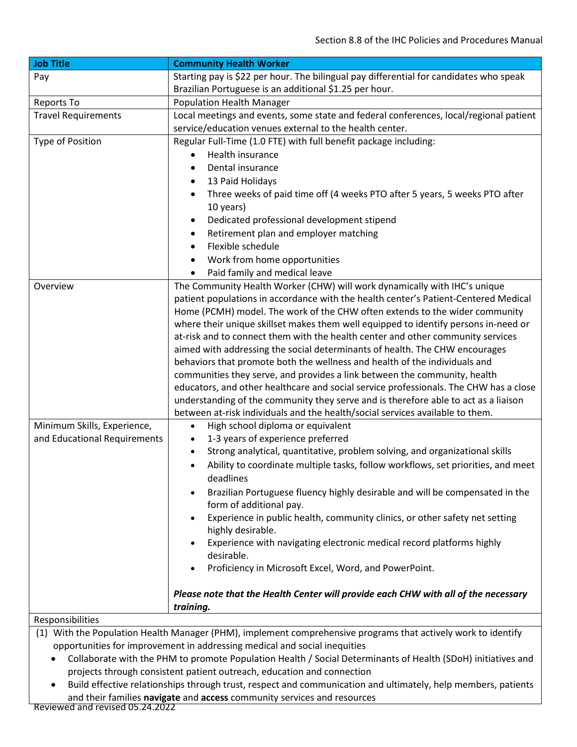| Job Title | Community Health Worker |
| --- | --- |
| Pay | Starting pay is $22 per hour. The bilingual pay differential for candidates who speak Brazilian Portuguese is an additional $1.25 per hour. |
| Reports To | Population Health Manager |
| Travel Requirements | Local meetings and events, some state and federal conferences, local/regional patient service/education venues external to the health center. |
| Type of Position | Regular Full-Time (1.0 FTE) with full benefit package including:<br>• Health insurance<br>• Dental insurance<br>• 13 Paid Holidays<br>• Three weeks of paid time off (4 weeks PTO after 5 years, 5 weeks PTO after 10 years)<br>• Dedicated professional development stipend<br>• Retirement plan and employer matching<br>• Flexible schedule<br>• Work from home opportunities<br>• Paid family and medical leave |
| Overview | The Community Health Worker (CHW) will work dynamically with IHC's unique patient populations in accordance with the health center's Patient-Centered Medical Home (PCMH) model. The work of the CHW often extends to the wider community where their unique skillset makes them well equipped to identify persons in-need or at-risk and to connect them with the health center and other community services aimed with addressing the social determinants of health. The CHW encourages behaviors that promote both the wellness and health of the individuals and communities they serve, and provides a link between the community, health educators, and other healthcare and social service professionals. The CHW has a close understanding of the community they serve and is therefore able to act as a liaison between at-risk individuals and the health/social services available to them. |
| Minimum Skills, Experience, and Educational Requirements | • High school diploma or equivalent<br>• 1-3 years of experience preferred<br>• Strong analytical, quantitative, problem solving, and organizational skills<br>• Ability to coordinate multiple tasks, follow workflows, set priorities, and meet deadlines<br>• Brazilian Portuguese fluency highly desirable and will be compensated in the form of additional pay.<br>• Experience in public health, community clinics, or other safety net setting highly desirable.<br>• Experience with navigating electronic medical record platforms highly desirable.<br>• Proficiency in Microsoft Excel, Word, and PowerPoint.<br><br>***Please note that the Health Center will provide each CHW with all of the necessary training.*** |

Responsibilities

(1) With the Population Health Manager (PHM), implement comprehensive programs that actively work to identify opportunities for improvement in addressing medical and social inequities

- Collaborate with the PHM to promote Population Health / Social Determinants of Health (SDoH) initiatives and projects through consistent patient outreach, education and connection
- Build effective relationships through trust, respect and communication and ultimately, help members, patients and their families **navigate** and **access** community services and resources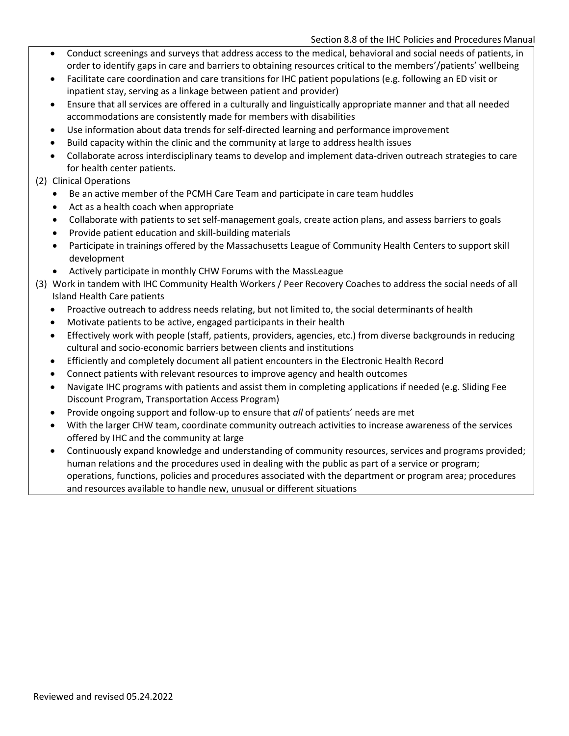- Conduct screenings and surveys that address access to the medical, behavioral and social needs of patients, in order to identify gaps in care and barriers to obtaining resources critical to the members'/patients' wellbeing
- Facilitate care coordination and care transitions for IHC patient populations (e.g. following an ED visit or inpatient stay, serving as a linkage between patient and provider)
- Ensure that all services are offered in a culturally and linguistically appropriate manner and that all needed accommodations are consistently made for members with disabilities
- Use information about data trends for self-directed learning and performance improvement
- Build capacity within the clinic and the community at large to address health issues
- Collaborate across interdisciplinary teams to develop and implement data-driven outreach strategies to care for health center patients.

(2) Clinical Operations

- Be an active member of the PCMH Care Team and participate in care team huddles
- Act as a health coach when appropriate
- Collaborate with patients to set self-management goals, create action plans, and assess barriers to goals
- Provide patient education and skill-building materials
- Participate in trainings offered by the Massachusetts League of Community Health Centers to support skill development
- Actively participate in monthly CHW Forums with the MassLeague

(3) Work in tandem with IHC Community Health Workers / Peer Recovery Coaches to address the social needs of all Island Health Care patients

- Proactive outreach to address needs relating, but not limited to, the social determinants of health
- Motivate patients to be active, engaged participants in their health
- Effectively work with people (staff, patients, providers, agencies, etc.) from diverse backgrounds in reducing cultural and socio-economic barriers between clients and institutions
- Efficiently and completely document all patient encounters in the Electronic Health Record
- Connect patients with relevant resources to improve agency and health outcomes
- Navigate IHC programs with patients and assist them in completing applications if needed (e.g. Sliding Fee Discount Program, Transportation Access Program)
- Provide ongoing support and follow-up to ensure that *all* of patients' needs are met
- With the larger CHW team, coordinate community outreach activities to increase awareness of the services offered by IHC and the community at large
- Continuously expand knowledge and understanding of community resources, services and programs provided; human relations and the procedures used in dealing with the public as part of a service or program; operations, functions, policies and procedures associated with the department or program area; procedures and resources available to handle new, unusual or different situations